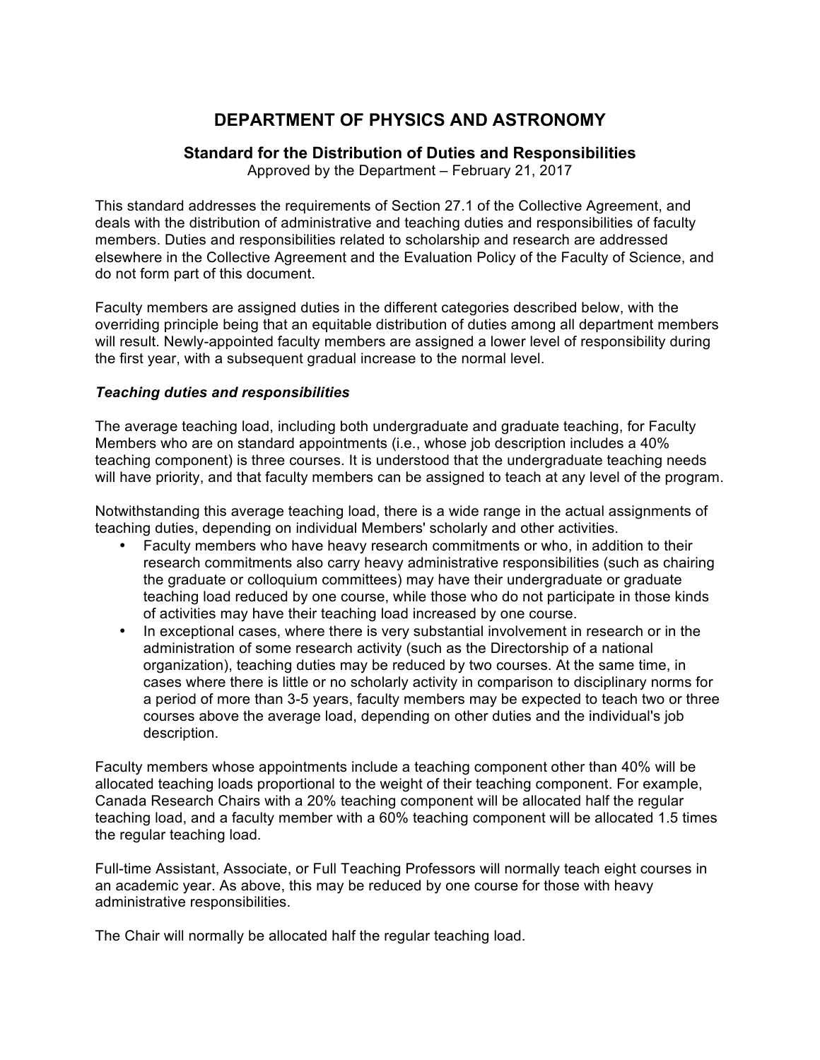# DEPARTMENT OF PHYSICS AND ASTRONOMY

## Standard for the Distribution of Duties and Responsibilities

Approved by the Department – February 21, 2017

This standard addresses the requirements of Section 27.1 of the Collective Agreement, and deals with the distribution of administrative and teaching duties and responsibilities of faculty members. Duties and responsibilities related to scholarship and research are addressed elsewhere in the Collective Agreement and the Evaluation Policy of the Faculty of Science, and do not form part of this document.

Faculty members are assigned duties in the different categories described below, with the overriding principle being that an equitable distribution of duties among all department members will result. Newly-appointed faculty members are assigned a lower level of responsibility during the first year, with a subsequent gradual increase to the normal level.

### *Teaching duties and responsibilities*

The average teaching load, including both undergraduate and graduate teaching, for Faculty Members who are on standard appointments (i.e., whose job description includes a 40% teaching component) is three courses. It is understood that the undergraduate teaching needs will have priority, and that faculty members can be assigned to teach at any level of the program.

Notwithstanding this average teaching load, there is a wide range in the actual assignments of teaching duties, depending on individual Members' scholarly and other activities.

- Faculty members who have heavy research commitments or who, in addition to their research commitments also carry heavy administrative responsibilities (such as chairing the graduate or colloquium committees) may have their undergraduate or graduate teaching load reduced by one course, while those who do not participate in those kinds of activities may have their teaching load increased by one course.
- In exceptional cases, where there is very substantial involvement in research or in the administration of some research activity (such as the Directorship of a national organization), teaching duties may be reduced by two courses. At the same time, in cases where there is little or no scholarly activity in comparison to disciplinary norms for a period of more than 3-5 years, faculty members may be expected to teach two or three courses above the average load, depending on other duties and the individual's job description.

Faculty members whose appointments include a teaching component other than 40% will be allocated teaching loads proportional to the weight of their teaching component. For example, Canada Research Chairs with a 20% teaching component will be allocated half the regular teaching load, and a faculty member with a 60% teaching component will be allocated 1.5 times the regular teaching load.

Full-time Assistant, Associate, or Full Teaching Professors will normally teach eight courses in an academic year. As above, this may be reduced by one course for those with heavy administrative responsibilities.

The Chair will normally be allocated half the regular teaching load.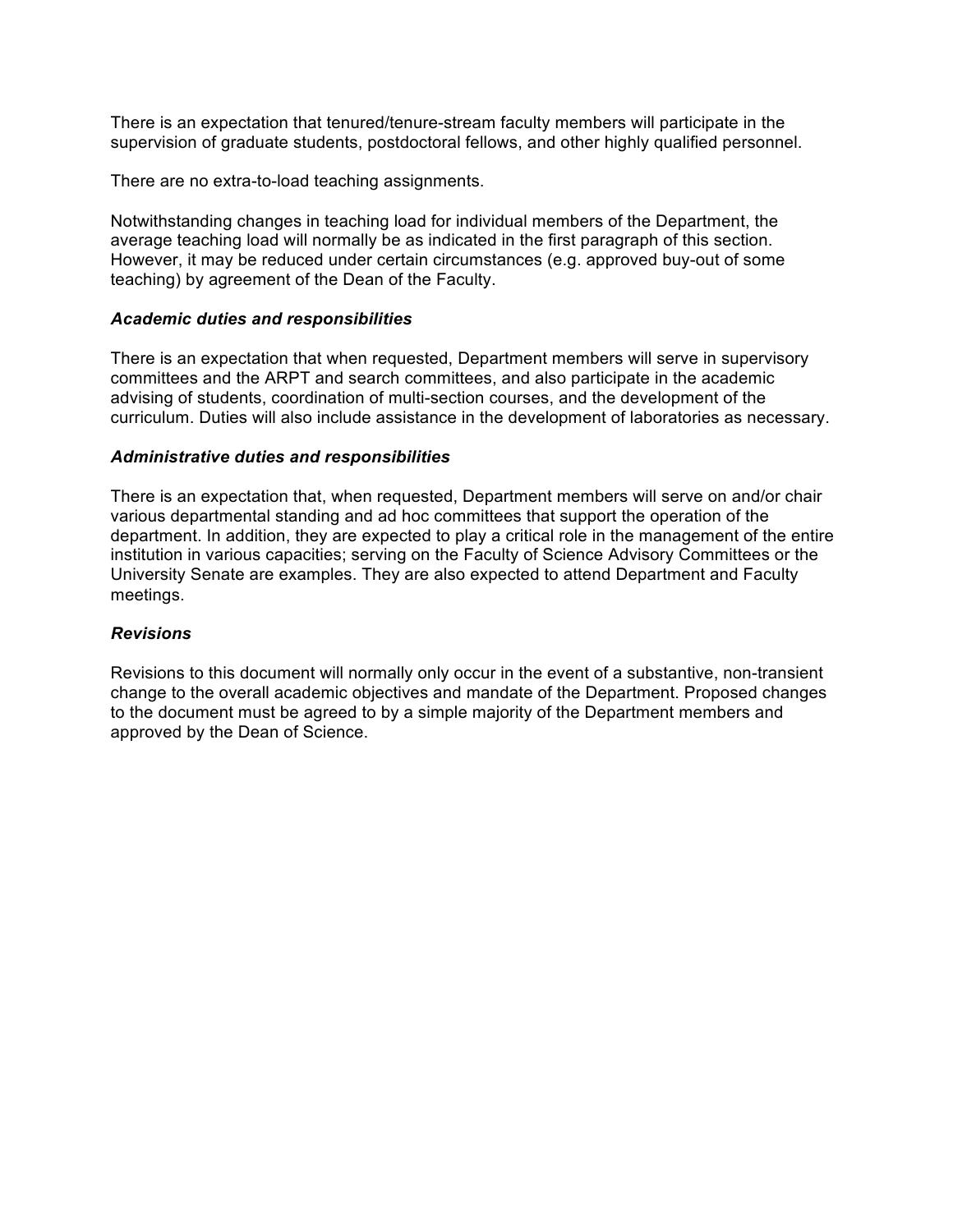There is an expectation that tenured/tenure-stream faculty members will participate in the supervision of graduate students, postdoctoral fellows, and other highly qualified personnel.

There are no extra-to-load teaching assignments.

Notwithstanding changes in teaching load for individual members of the Department, the average teaching load will normally be as indicated in the first paragraph of this section. However, it may be reduced under certain circumstances (e.g. approved buy-out of some teaching) by agreement of the Dean of the Faculty.

***Academic duties and responsibilities***

There is an expectation that when requested, Department members will serve in supervisory committees and the ARPT and search committees, and also participate in the academic advising of students, coordination of multi-section courses, and the development of the curriculum. Duties will also include assistance in the development of laboratories as necessary.

***Administrative duties and responsibilities***

There is an expectation that, when requested, Department members will serve on and/or chair various departmental standing and ad hoc committees that support the operation of the department. In addition, they are expected to play a critical role in the management of the entire institution in various capacities; serving on the Faculty of Science Advisory Committees or the University Senate are examples. They are also expected to attend Department and Faculty meetings.

***Revisions***

Revisions to this document will normally only occur in the event of a substantive, non-transient change to the overall academic objectives and mandate of the Department. Proposed changes to the document must be agreed to by a simple majority of the Department members and approved by the Dean of Science.